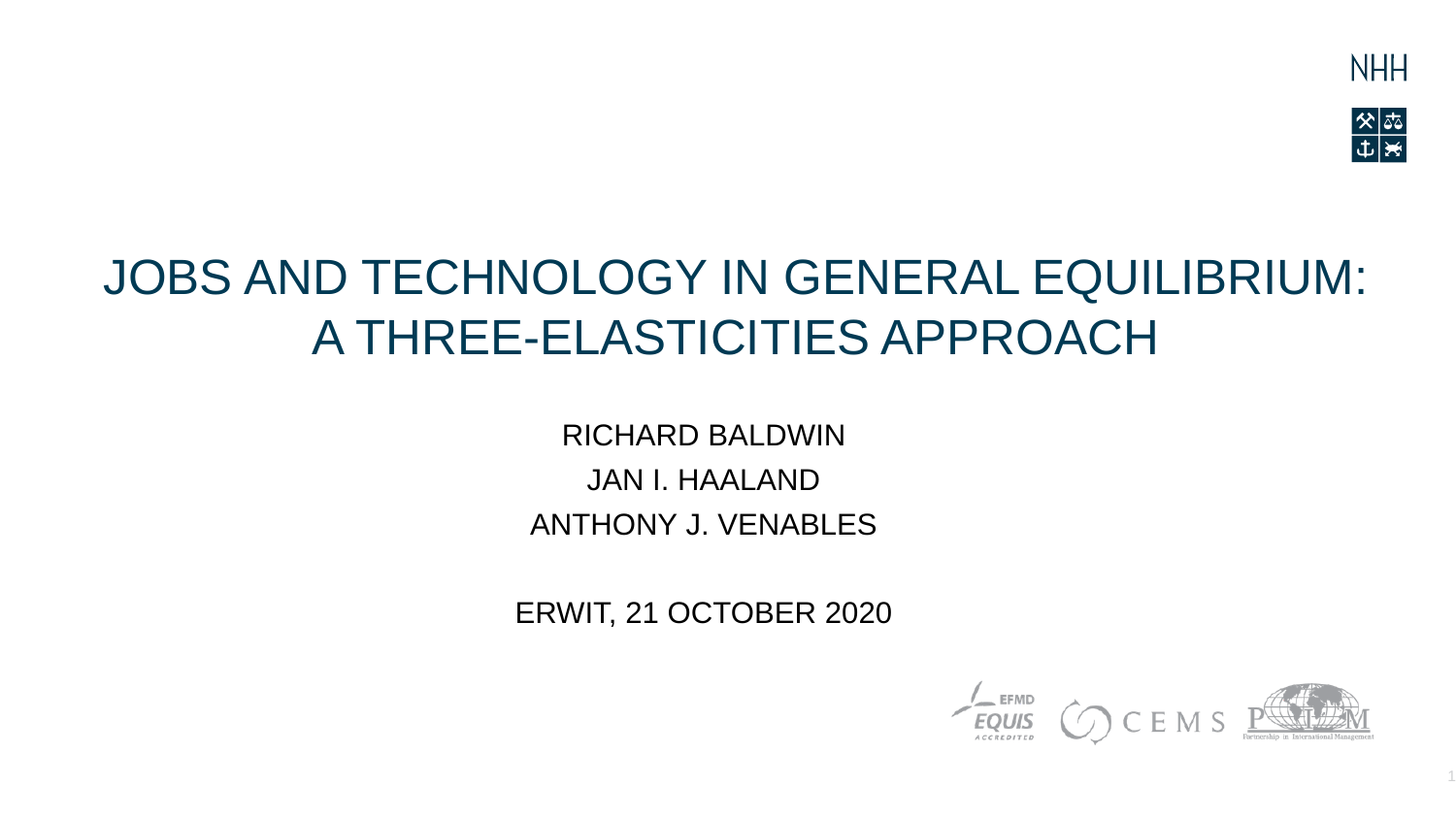# JOBS AND TECHNOLOGY IN GENERAL EQUILIBRIUM: A THREE-ELASTICITIES APPROACH

RICHARD BALDWIN

JAN I. HAALAND

ANTHONY J. VENABLES

ERWIT, 21 OCTOBER 2020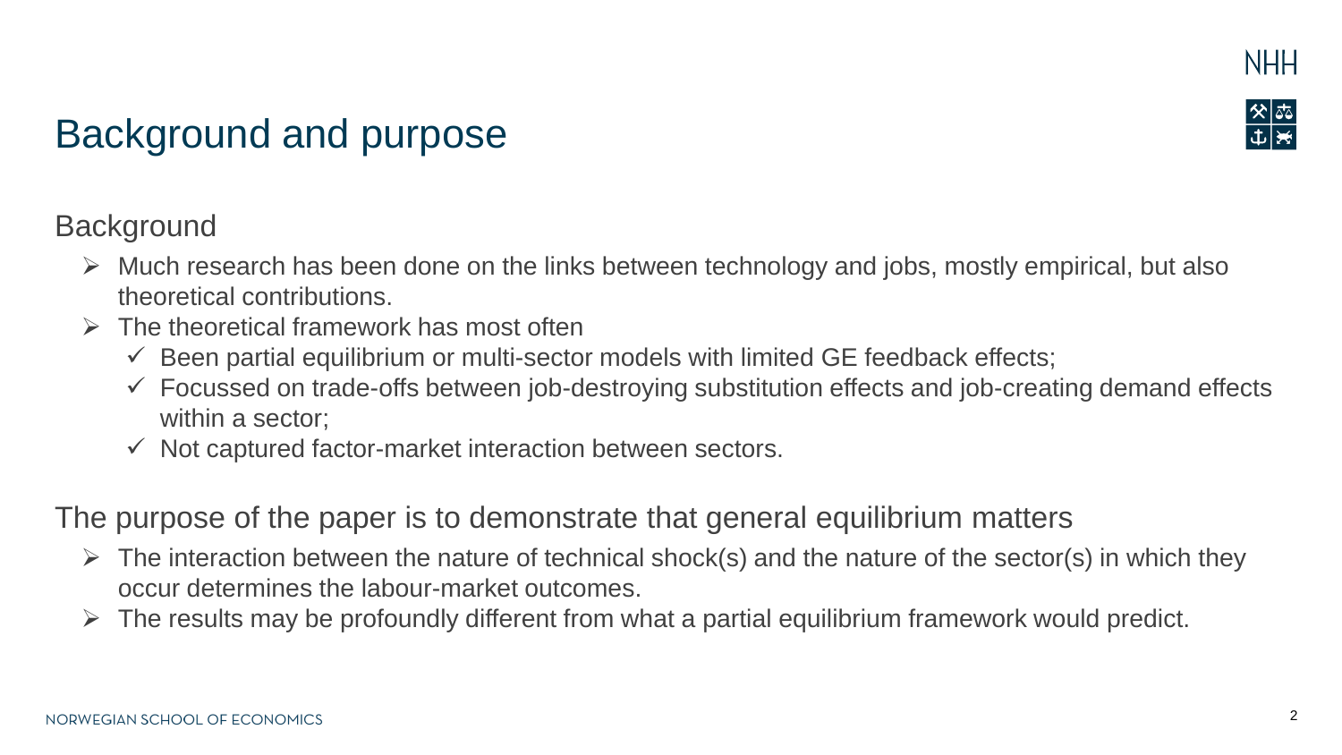# Background and purpose

## Background

- Much research has been done on the links between technology and jobs, mostly empirical, but also theoretical contributions.
- The theoretical framework has most often
  - Been partial equilibrium or multi-sector models with limited GE feedback effects;
  - Focussed on trade-offs between job-destroying substitution effects and job-creating demand effects within a sector;
  - Not captured factor-market interaction between sectors.

## The purpose of the paper is to demonstrate that general equilibrium matters

- The interaction between the nature of technical shock(s) and the nature of the sector(s) in which they occur determines the labour-market outcomes.
- The results may be profoundly different from what a partial equilibrium framework would predict.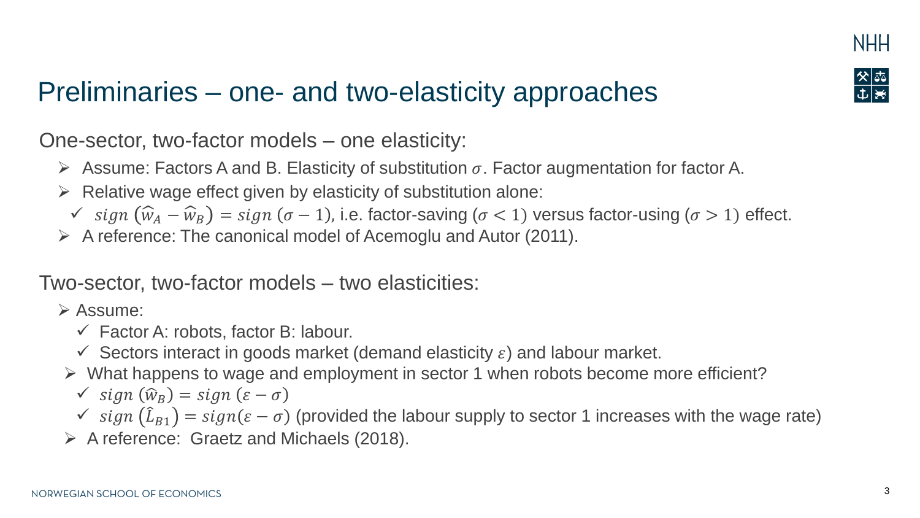# Preliminaries – one- and two-elasticity approaches

One-sector, two-factor models – one elasticity:

- Assume: Factors A and B. Elasticity of substitution $\sigma$. Factor augmentation for factor A.
- Relative wage effect given by elasticity of substitution alone:
  - ✓ $sign\left(\widehat{w}_A - \widehat{w}_B\right) = sign\,(\sigma - 1)$, i.e. factor-saving ($\sigma < 1$) versus factor-using ($\sigma > 1$) effect.
- A reference: The canonical model of Acemoglu and Autor (2011).

Two-sector, two-factor models – two elasticities:

- Assume:
  - ✓ Factor A: robots, factor B: labour.
  - ✓ Sectors interact in goods market (demand elasticity $\varepsilon$) and labour market.
- What happens to wage and employment in sector 1 when robots become more efficient?
  - ✓ $sign\,(\widehat{w}_B) = sign\,(\varepsilon - \sigma)$
  - ✓ $sign\left(\widehat{L}_{B1}\right) = sign(\varepsilon - \sigma)$ (provided the labour supply to sector 1 increases with the wage rate)
- A reference: Graetz and Michaels (2018).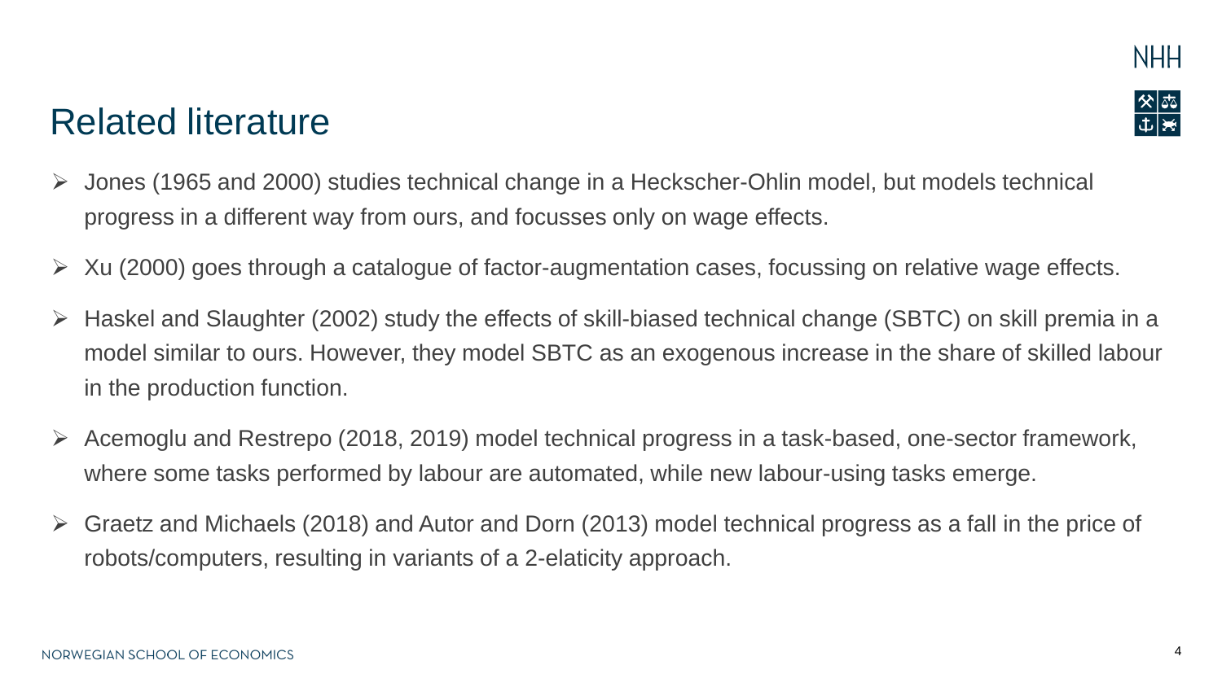# Related literature

- Jones (1965 and 2000) studies technical change in a Heckscher-Ohlin model, but models technical progress in a different way from ours, and focusses only on wage effects.
- Xu (2000) goes through a catalogue of factor-augmentation cases, focussing on relative wage effects.
- Haskel and Slaughter (2002) study the effects of skill-biased technical change (SBTC) on skill premia in a model similar to ours. However, they model SBTC as an exogenous increase in the share of skilled labour in the production function.
- Acemoglu and Restrepo (2018, 2019) model technical progress in a task-based, one-sector framework, where some tasks performed by labour are automated, while new labour-using tasks emerge.
- Graetz and Michaels (2018) and Autor and Dorn (2013) model technical progress as a fall in the price of robots/computers, resulting in variants of a 2-elaticity approach.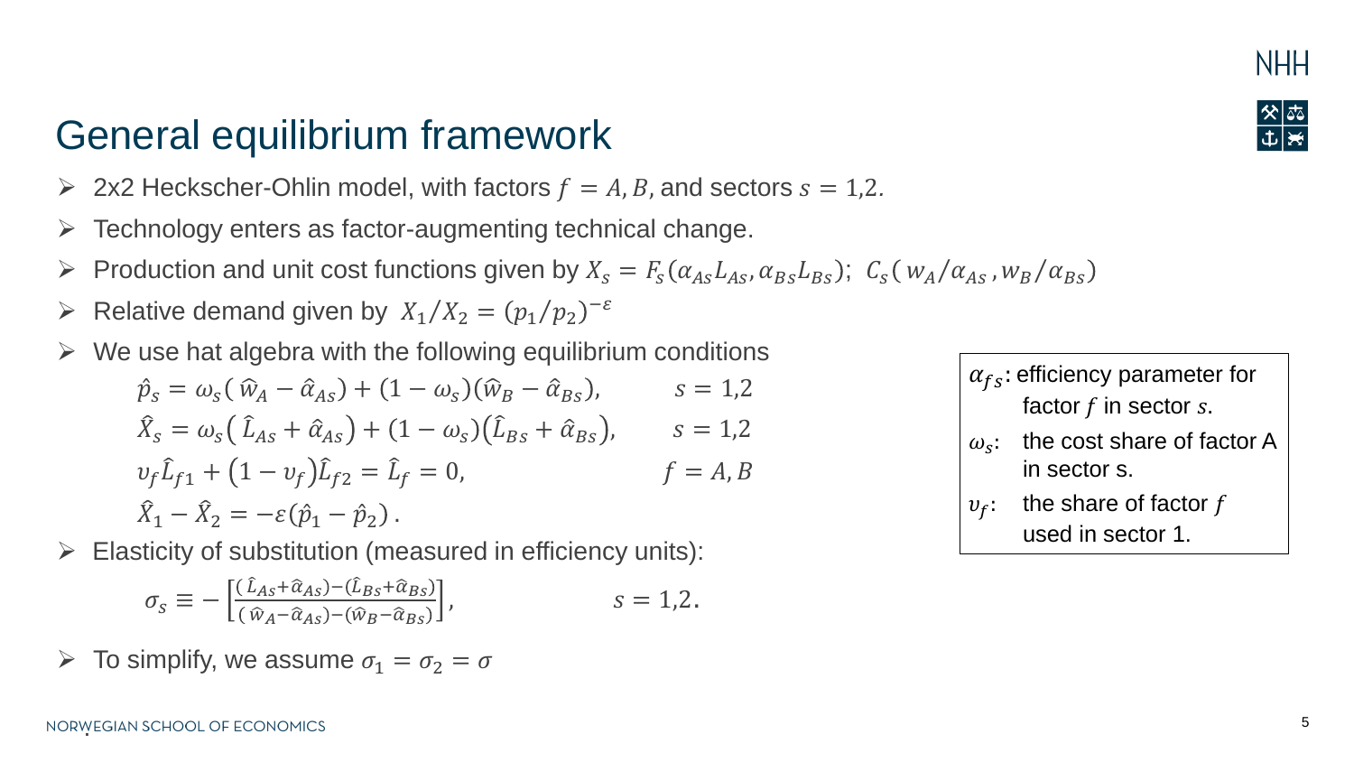# General equilibrium framework

- 2x2 Heckscher-Ohlin model, with factors $f = A, B$, and sectors $s = 1{,}2$.
- Technology enters as factor-augmenting technical change.
- Production and unit cost functions given by $X_s = F_s(\alpha_{As} L_{As}, \alpha_{Bs} L_{Bs})$; $C_s(w_A/\alpha_{As}, w_B/\alpha_{Bs})$
- Relative demand given by $X_1/X_2 = (p_1/p_2)^{-\varepsilon}$
- We use hat algebra with the following equilibrium conditions

$$\hat{p}_s = \omega_s(\hat{w}_A - \hat{\alpha}_{As}) + (1-\omega_s)(\hat{w}_B - \hat{\alpha}_{Bs}), \qquad s = 1{,}2$$

$$\hat{X}_s = \omega_s(\hat{L}_{As} + \hat{\alpha}_{As}) + (1-\omega_s)(\hat{L}_{Bs} + \hat{\alpha}_{Bs}), \qquad s = 1{,}2$$

$$\upsilon_f \hat{L}_{f1} + (1-\upsilon_f)\hat{L}_{f2} = \hat{L}_f = 0, \qquad f = A, B$$

$$\hat{X}_1 - \hat{X}_2 = -\varepsilon(\hat{p}_1 - \hat{p}_2)\,.$$

- Elasticity of substitution (measured in efficiency units):

$$\sigma_s \equiv -\left[\frac{(\hat{L}_{As} + \hat{\alpha}_{As}) - (\hat{L}_{Bs} + \hat{\alpha}_{Bs})}{(\hat{w}_A - \hat{\alpha}_{As}) - (\hat{w}_B - \hat{\alpha}_{Bs})}\right], \qquad s = 1{,}2.$$

- To simplify, we assume $\sigma_1 = \sigma_2 = \sigma$

$\alpha_{fs}$: efficiency parameter for factor $f$ in sector $s$.

$\omega_s$: the cost share of factor A in sector s.

$\upsilon_f$: the share of factor $f$ used in sector 1.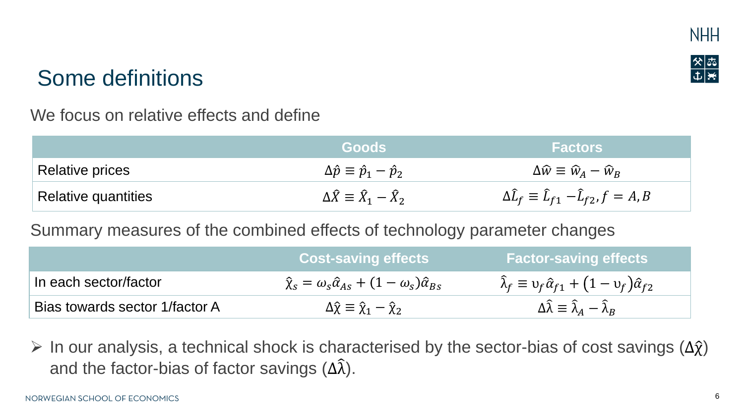# Some definitions

We focus on relative effects and define

| | Goods | Factors |
|---|---|---|
| Relative prices | $\Delta\hat{p} \equiv \hat{p}_1 - \hat{p}_2$ | $\Delta\hat{w} \equiv \hat{w}_A - \hat{w}_B$ |
| Relative quantities | $\Delta\hat{X} \equiv \hat{X}_1 - \hat{X}_2$ | $\Delta\hat{L}_f \equiv \hat{L}_{f1} - \hat{L}_{f2}, f = A, B$ |

Summary measures of the combined effects of technology parameter changes

| | Cost-saving effects | Factor-saving effects |
|---|---|---|
| In each sector/factor | $\hat{\chi}_s = \omega_s\hat{\alpha}_{As} + (1-\omega_s)\hat{\alpha}_{Bs}$ | $\hat{\lambda}_f \equiv \upsilon_f\hat{\alpha}_{f1} + \left(1-\upsilon_f\right)\hat{\alpha}_{f2}$ |
| Bias towards sector 1/factor A | $\Delta\hat{\chi} \equiv \hat{\chi}_1 - \hat{\chi}_2$ | $\Delta\hat{\lambda} \equiv \hat{\lambda}_A - \hat{\lambda}_B$ |

- In our analysis, a technical shock is characterised by the sector-bias of cost savings ($\Delta\hat{\chi}$) and the factor-bias of factor savings ($\Delta\hat{\lambda}$).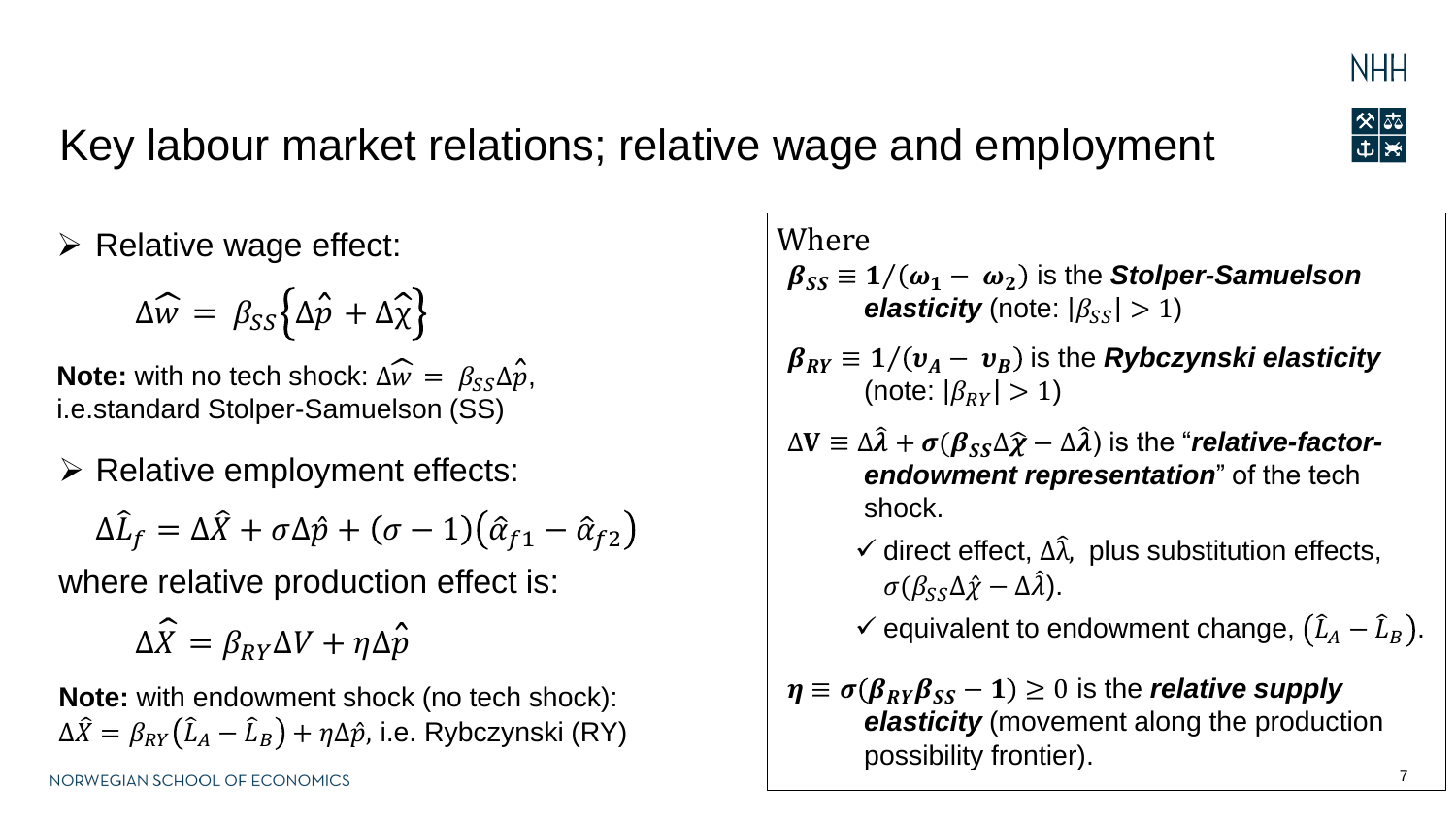# Key labour market relations; relative wage and employment

- Relative wage effect:

$$\Delta\widehat{w} = \beta_{SS}\left\{\Delta\hat{p} + \Delta\widehat{\chi}\right\}$$

**Note:** with no tech shock: $\Delta\widehat{w} = \beta_{SS}\Delta\hat{p}$, i.e.standard Stolper-Samuelson (SS)

- Relative employment effects:

$$\Delta\hat{L}_f = \Delta\hat{X} + \sigma\Delta\hat{p} + (\sigma - 1)\left(\hat{\alpha}_{f1} - \hat{\alpha}_{f2}\right)$$

where relative production effect is:

$$\Delta\widehat{X} = \beta_{RY}\Delta V + \eta\Delta\hat{p}$$

**Note:** with endowment shock (no tech shock): $\Delta\hat{X} = \beta_{RY}\left(\hat{L}_A - \hat{L}_B\right) + \eta\Delta\hat{p}$, i.e. Rybczynski (RY)

Where

$\boldsymbol{\beta_{SS}} \equiv \mathbf{1}/(\boldsymbol{\omega_1} - \boldsymbol{\omega_2})$ is the ***Stolper-Samuelson elasticity*** (note: $|\beta_{SS}| > 1$)

$\boldsymbol{\beta_{RY}} \equiv \mathbf{1}/(\boldsymbol{\upsilon_A} - \boldsymbol{\upsilon_B})$ is the ***Rybczynski elasticity*** (note: $|\beta_{RY}| > 1$)

$\Delta\mathbf{V} \equiv \Delta\hat{\boldsymbol{\lambda}} + \boldsymbol{\sigma}(\boldsymbol{\beta_{SS}}\Delta\hat{\boldsymbol{\chi}} - \Delta\hat{\boldsymbol{\lambda}})$ is the "***relative-factor-endowment representation***" of the tech shock.

- ✓ direct effect, $\Delta\hat{\lambda}$, plus substitution effects, $\sigma(\beta_{SS}\Delta\hat{\chi} - \Delta\hat{\lambda})$.
- ✓ equivalent to endowment change, $\left(\hat{L}_A - \hat{L}_B\right)$.

$\boldsymbol{\eta} \equiv \boldsymbol{\sigma}(\boldsymbol{\beta_{RY}}\boldsymbol{\beta_{SS}} - \mathbf{1}) \geq 0$ is the ***relative supply elasticity*** (movement along the production possibility frontier).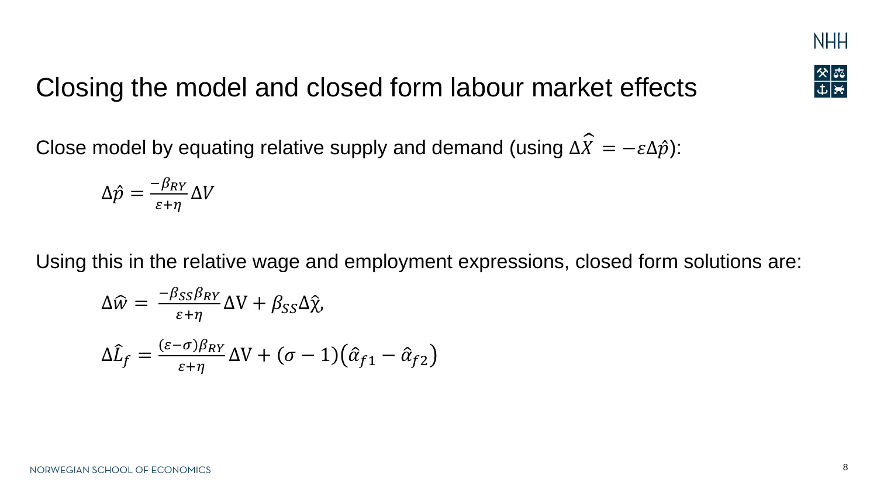# Closing the model and closed form labour market effects

Close model by equating relative supply and demand (using $\Delta\widehat{X} = -\varepsilon\Delta\hat{p}$):

$$\Delta\hat{p} = \frac{-\beta_{RY}}{\varepsilon+\eta}\Delta V$$

Using this in the relative wage and employment expressions, closed form solutions are:

$$\Delta\widehat{w} = \frac{-\beta_{SS}\beta_{RY}}{\varepsilon+\eta}\Delta\mathrm{V} + \beta_{SS}\Delta\hat{\chi},$$

$$\Delta\hat{L}_f = \frac{(\varepsilon-\sigma)\beta_{RY}}{\varepsilon+\eta}\Delta\mathrm{V} + (\sigma-1)\left(\hat{\alpha}_{f1} - \hat{\alpha}_{f2}\right)$$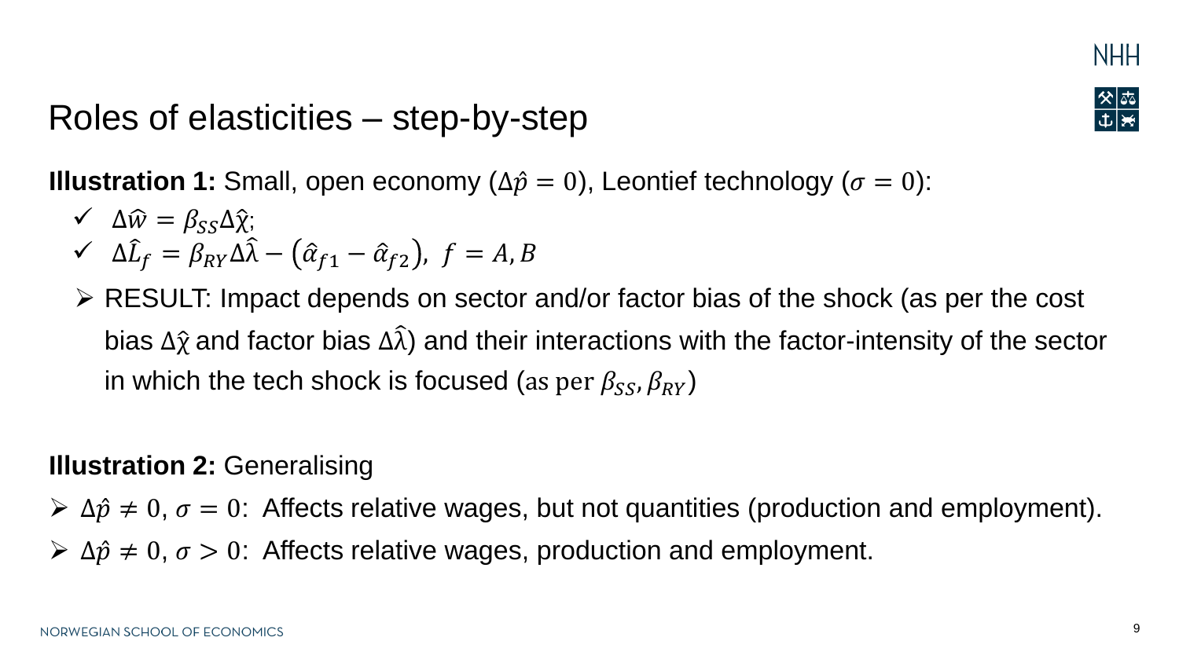# Roles of elasticities – step-by-step

**Illustration 1:** Small, open economy ($\Delta\hat{p} = 0$), Leontief technology ($\sigma = 0$):

- ✓ $\Delta\hat{w} = \beta_{SS}\Delta\hat{\chi}$;
- ✓ $\Delta\hat{L}_f = \beta_{RY}\Delta\hat{\lambda} - (\hat{\alpha}_{f1} - \hat{\alpha}_{f2}),\ f = A, B$

- RESULT: Impact depends on sector and/or factor bias of the shock (as per the cost bias $\Delta\hat{\chi}$ and factor bias $\Delta\hat{\lambda}$) and their interactions with the factor-intensity of the sector in which the tech shock is focused (as per $\beta_{SS}, \beta_{RY}$)

**Illustration 2:** Generalising

- $\Delta\hat{p} \neq 0$, $\sigma = 0$: Affects relative wages, but not quantities (production and employment).
- $\Delta\hat{p} \neq 0$, $\sigma > 0$: Affects relative wages, production and employment.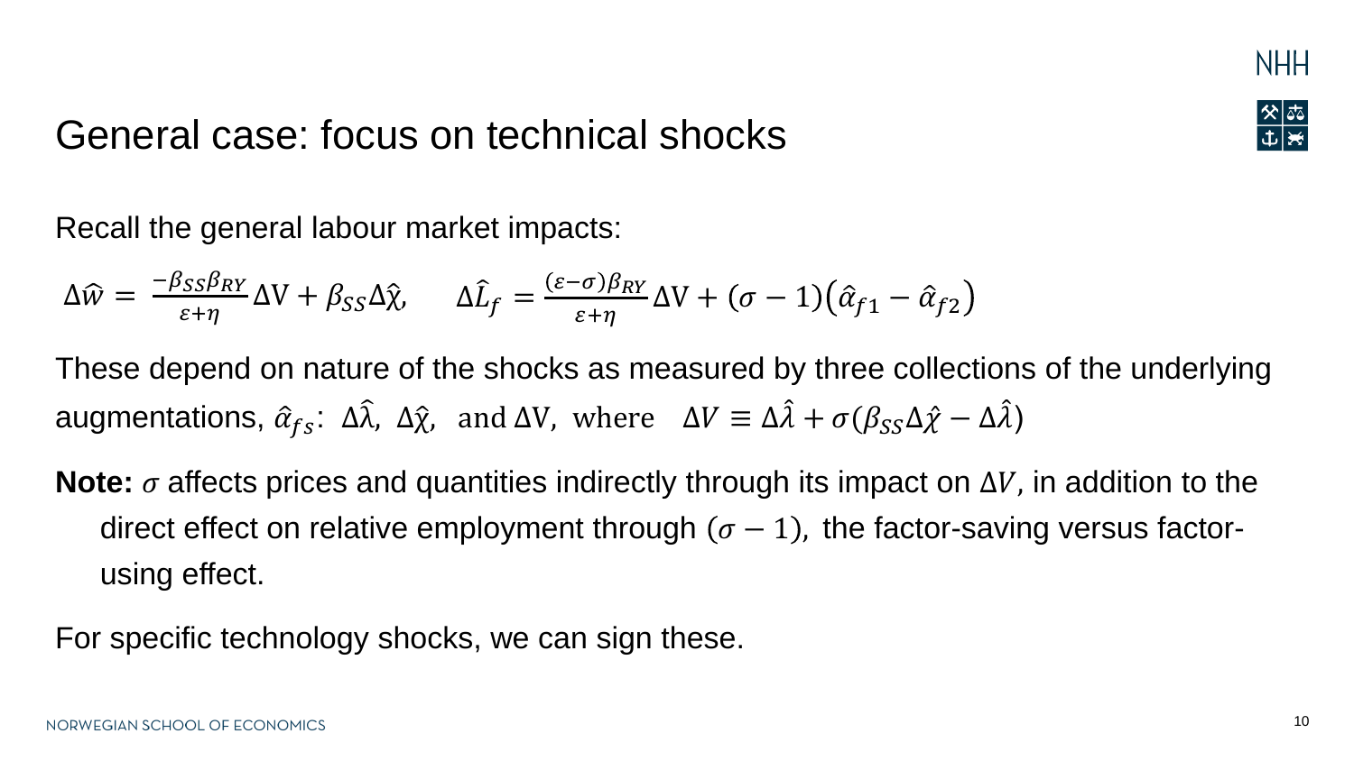# General case: focus on technical shocks

Recall the general labour market impacts:

$$\Delta\hat{w} = \frac{-\beta_{SS}\beta_{RY}}{\varepsilon+\eta}\Delta V + \beta_{SS}\Delta\hat{\chi}, \qquad \Delta\hat{L}_f = \frac{(\varepsilon-\sigma)\beta_{RY}}{\varepsilon+\eta}\Delta V + (\sigma-1)\left(\hat{\alpha}_{f1} - \hat{\alpha}_{f2}\right)$$

These depend on nature of the shocks as measured by three collections of the underlying augmentations, $\hat{\alpha}_{fs}$: $\Delta\hat{\lambda}$, $\Delta\hat{\chi}$, and $\Delta V$, where $\Delta V \equiv \Delta\hat{\lambda} + \sigma(\beta_{SS}\Delta\hat{\chi} - \Delta\hat{\lambda})$

**Note:** $\sigma$ affects prices and quantities indirectly through its impact on $\Delta V$, in addition to the direct effect on relative employment through $(\sigma - 1)$, the factor-saving versus factor-using effect.

For specific technology shocks, we can sign these.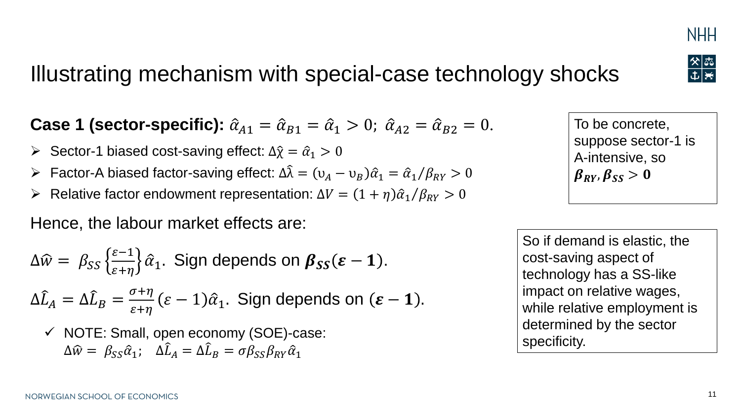# Illustrating mechanism with special-case technology shocks

**Case 1 (sector-specific):** $\hat{\alpha}_{A1} = \hat{\alpha}_{B1} = \hat{\alpha}_1 > 0$; $\hat{\alpha}_{A2} = \hat{\alpha}_{B2} = 0$.

- Sector-1 biased cost-saving effect: $\Delta\hat{\chi} = \hat{\alpha}_1 > 0$
- Factor-A biased factor-saving effect: $\Delta\hat{\lambda} = (\upsilon_A - \upsilon_B)\hat{\alpha}_1 = \hat{\alpha}_1/\beta_{RY} > 0$
- Relative factor endowment representation: $\Delta V = (1+\eta)\hat{\alpha}_1/\beta_{RY} > 0$

Hence, the labour market effects are:

$\Delta\hat{w} = \beta_{SS}\left\{\frac{\varepsilon-1}{\varepsilon+\eta}\right\}\hat{\alpha}_1$. Sign depends on $\boldsymbol{\beta_{SS}(\varepsilon-1)}$.

$\Delta\hat{L}_A = \Delta\hat{L}_B = \frac{\sigma+\eta}{\varepsilon+\eta}(\varepsilon-1)\hat{\alpha}_1$. Sign depends on $\boldsymbol{(\varepsilon-1)}$.

- ✓ NOTE: Small, open economy (SOE)-case: $\Delta\hat{w} = \beta_{SS}\hat{\alpha}_1$; $\Delta\hat{L}_A = \Delta\hat{L}_B = \sigma\beta_{SS}\beta_{RY}\hat{\alpha}_1$

To be concrete, suppose sector-1 is A-intensive, so $\boldsymbol{\beta_{RY}, \beta_{SS} > 0}$

So if demand is elastic, the cost-saving aspect of technology has a SS-like impact on relative wages, while relative employment is determined by the sector specificity.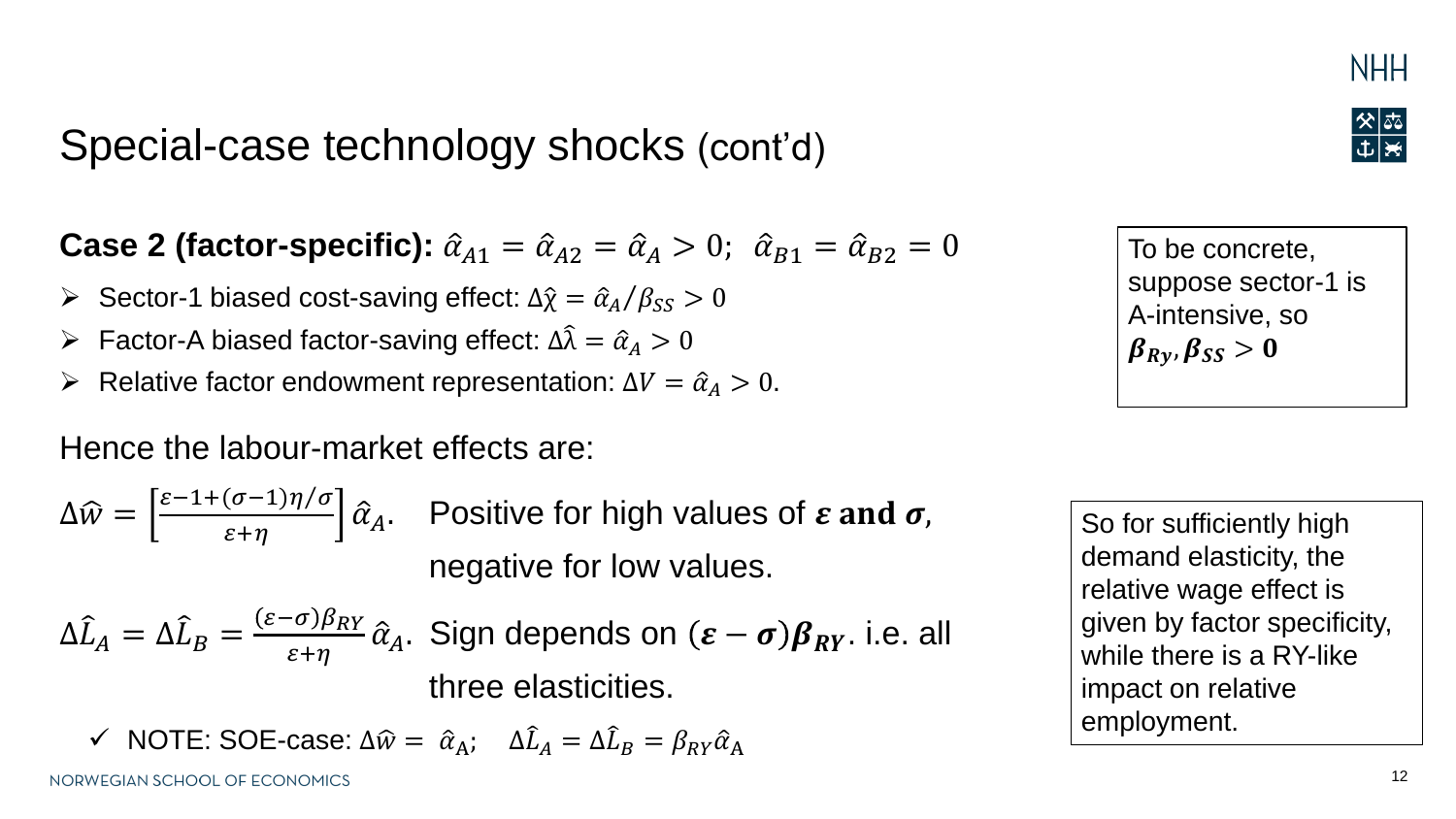# Special-case technology shocks (cont'd)

**Case 2 (factor-specific):** $\hat{\alpha}_{A1} = \hat{\alpha}_{A2} = \hat{\alpha}_A > 0$; $\hat{\alpha}_{B1} = \hat{\alpha}_{B2} = 0$

- Sector-1 biased cost-saving effect: $\Delta\hat{\chi} = \hat{\alpha}_A / \beta_{SS} > 0$
- Factor-A biased factor-saving effect: $\Delta\hat{\lambda} = \hat{\alpha}_A > 0$
- Relative factor endowment representation: $\Delta V = \hat{\alpha}_A > 0$.

To be concrete, suppose sector-1 is A-intensive, so $\boldsymbol{\beta_{Ry}, \beta_{SS} > 0}$

Hence the labour-market effects are:

$\Delta\hat{w} = \left[\frac{\varepsilon - 1 + (\sigma - 1)\eta/\sigma}{\varepsilon + \eta}\right]\hat{\alpha}_A$. Positive for high values of $\boldsymbol{\varepsilon}$ **and** $\boldsymbol{\sigma}$, negative for low values.

$\Delta\hat{L}_A = \Delta\hat{L}_B = \frac{(\varepsilon - \sigma)\beta_{RY}}{\varepsilon + \eta}\hat{\alpha}_A$. Sign depends on $(\boldsymbol{\varepsilon} - \boldsymbol{\sigma})\boldsymbol{\beta_{RY}}$. i.e. all three elasticities.

- ✓ NOTE: SOE-case: $\Delta\hat{w} = \hat{\alpha}_A$; $\Delta\hat{L}_A = \Delta\hat{L}_B = \beta_{RY}\hat{\alpha}_A$

So for sufficiently high demand elasticity, the relative wage effect is given by factor specificity, while there is a RY-like impact on relative employment.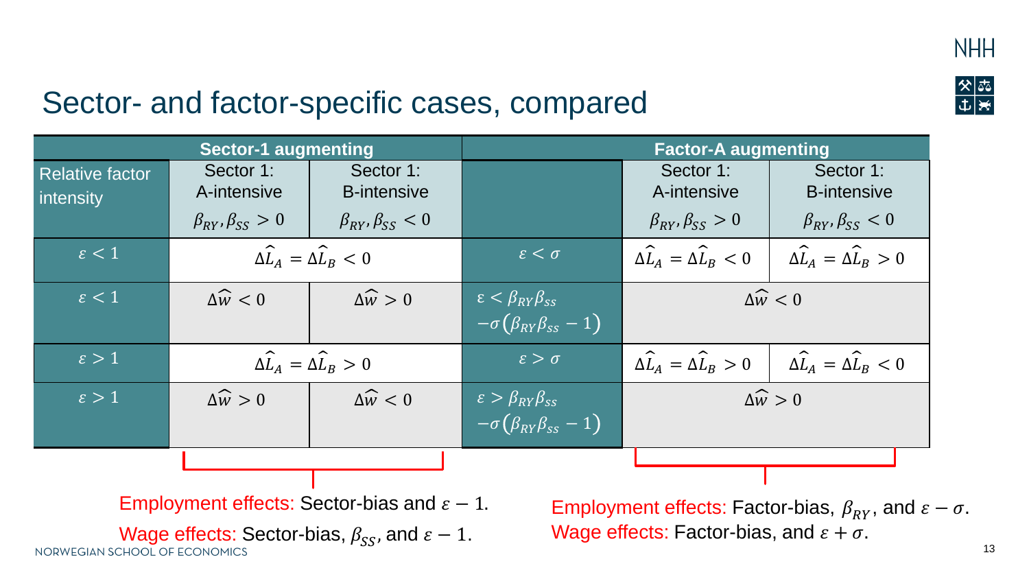# Sector- and factor-specific cases, compared

| Sector-1 augmenting | | | Factor-A augmenting | | |
|---|---|---|---|---|---|
| Relative factor intensity | Sector 1: A-intensive $\beta_{RY}, \beta_{SS} > 0$ | Sector 1: B-intensive $\beta_{RY}, \beta_{SS} < 0$ | | Sector 1: A-intensive $\beta_{RY}, \beta_{SS} > 0$ | Sector 1: B-intensive $\beta_{RY}, \beta_{SS} < 0$ |
| $\varepsilon < 1$ | $\Delta\widehat{L}_A = \Delta\widehat{L}_B < 0$ | | $\varepsilon < \sigma$ | $\Delta\widehat{L}_A = \Delta\widehat{L}_B < 0$ | $\Delta\widehat{L}_A = \Delta\widehat{L}_B > 0$ |
| $\varepsilon < 1$ | $\Delta\widehat{w} < 0$ | $\Delta\widehat{w} > 0$ | $\varepsilon < \beta_{RY}\beta_{SS} - \sigma(\beta_{RY}\beta_{SS} - 1)$ | $\Delta\widehat{w} < 0$ | |
| $\varepsilon > 1$ | $\Delta\widehat{L}_A = \Delta\widehat{L}_B > 0$ | | $\varepsilon > \sigma$ | $\Delta\widehat{L}_A = \Delta\widehat{L}_B > 0$ | $\Delta\widehat{L}_A = \Delta\widehat{L}_B < 0$ |
| $\varepsilon > 1$ | $\Delta\widehat{w} > 0$ | $\Delta\widehat{w} < 0$ | $\varepsilon > \beta_{RY}\beta_{SS} - \sigma(\beta_{RY}\beta_{SS} - 1)$ | $\Delta\widehat{w} > 0$ | |

Employment effects: Sector-bias and $\varepsilon - 1$.

Wage effects: Sector-bias, $\beta_{SS}$, and $\varepsilon - 1$.

Employment effects: Factor-bias, $\beta_{RY}$, and $\varepsilon - \sigma$.

Wage effects: Factor-bias, and $\varepsilon + \sigma$.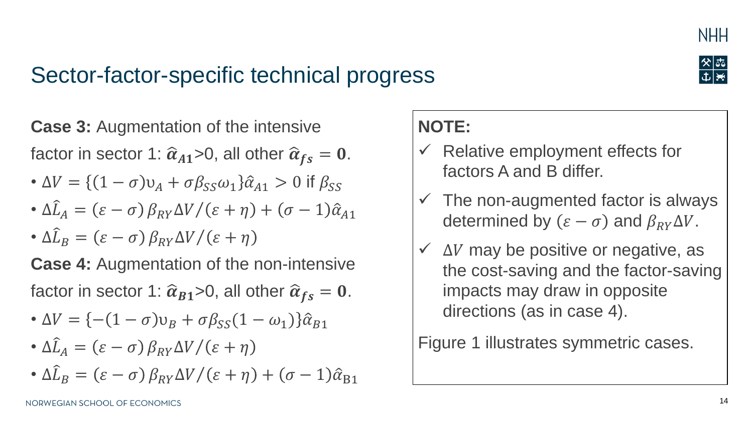# Sector-factor-specific technical progress

**Case 3:** Augmentation of the intensive factor in sector 1: $\hat{\boldsymbol{\alpha}}_{\boldsymbol{A1}}$>0, all other $\hat{\boldsymbol{\alpha}}_{\boldsymbol{fs}} = \mathbf{0}$.

- $\Delta V = \{(1-\sigma)\upsilon_A + \sigma\beta_{SS}\omega_1\}\hat{\alpha}_{A1} > 0$ if $\beta_{SS}$
- $\Delta\hat{L}_A = (\varepsilon - \sigma)\,\beta_{RY}\Delta V/(\varepsilon + \eta) + (\sigma - 1)\hat{\alpha}_{A1}$
- $\Delta\hat{L}_B = (\varepsilon - \sigma)\,\beta_{RY}\Delta V/(\varepsilon + \eta)$

**Case 4:** Augmentation of the non-intensive factor in sector 1: $\hat{\boldsymbol{\alpha}}_{\boldsymbol{B1}}$>0, all other $\hat{\boldsymbol{\alpha}}_{\boldsymbol{fs}} = \mathbf{0}$.

- $\Delta V = \{-(1-\sigma)\upsilon_B + \sigma\beta_{SS}(1-\omega_1)\}\hat{\alpha}_{B1}$
- $\Delta\hat{L}_A = (\varepsilon - \sigma)\,\beta_{RY}\Delta V/(\varepsilon + \eta)$
- $\Delta\hat{L}_B = (\varepsilon - \sigma)\,\beta_{RY}\Delta V/(\varepsilon + \eta) + (\sigma - 1)\hat{\alpha}_{\mathrm{B1}}$

**NOTE:**

- ✓ Relative employment effects for factors A and B differ.
- ✓ The non-augmented factor is always determined by $(\varepsilon - \sigma)$ and $\beta_{RY}\Delta V$.
- ✓ $\Delta V$ may be positive or negative, as the cost-saving and the factor-saving impacts may draw in opposite directions (as in case 4).

Figure 1 illustrates symmetric cases.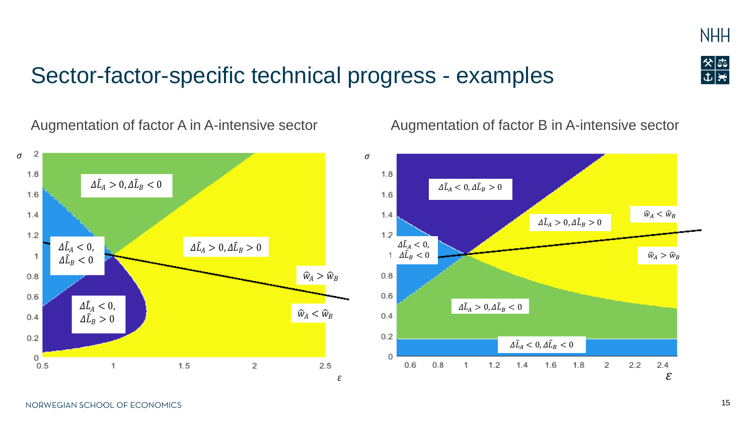# Sector-factor-specific technical progress - examples

Augmentation of factor A in A-intensive sector

$\sigma$

$\Delta\hat{L}_A > 0, \Delta\hat{L}_B < 0$

$\Delta\hat{L}_A < 0,$
$\Delta\hat{L}_B < 0$

$\Delta\hat{L}_A > 0, \Delta\hat{L}_B > 0$

$\hat{w}_A > \hat{w}_B$

$\Delta\hat{L}_A < 0,$
$\Delta\hat{L}_B > 0$

$\hat{w}_A < \hat{w}_B$

$\varepsilon$

Augmentation of factor B in A-intensive sector

$\sigma$

$\Delta\hat{L}_A < 0, \Delta\hat{L}_B > 0$

$\hat{w}_A < \hat{w}_B$

$\Delta\hat{L}_A > 0, \Delta\hat{L}_B > 0$

$\Delta\hat{L}_A < 0,$
$\Delta\hat{L}_B < 0$

$\hat{w}_A > \hat{w}_B$

$\Delta\hat{L}_A > 0, \Delta\hat{L}_B < 0$

$\Delta\hat{L}_A < 0, \Delta\hat{L}_B < 0$

$\varepsilon$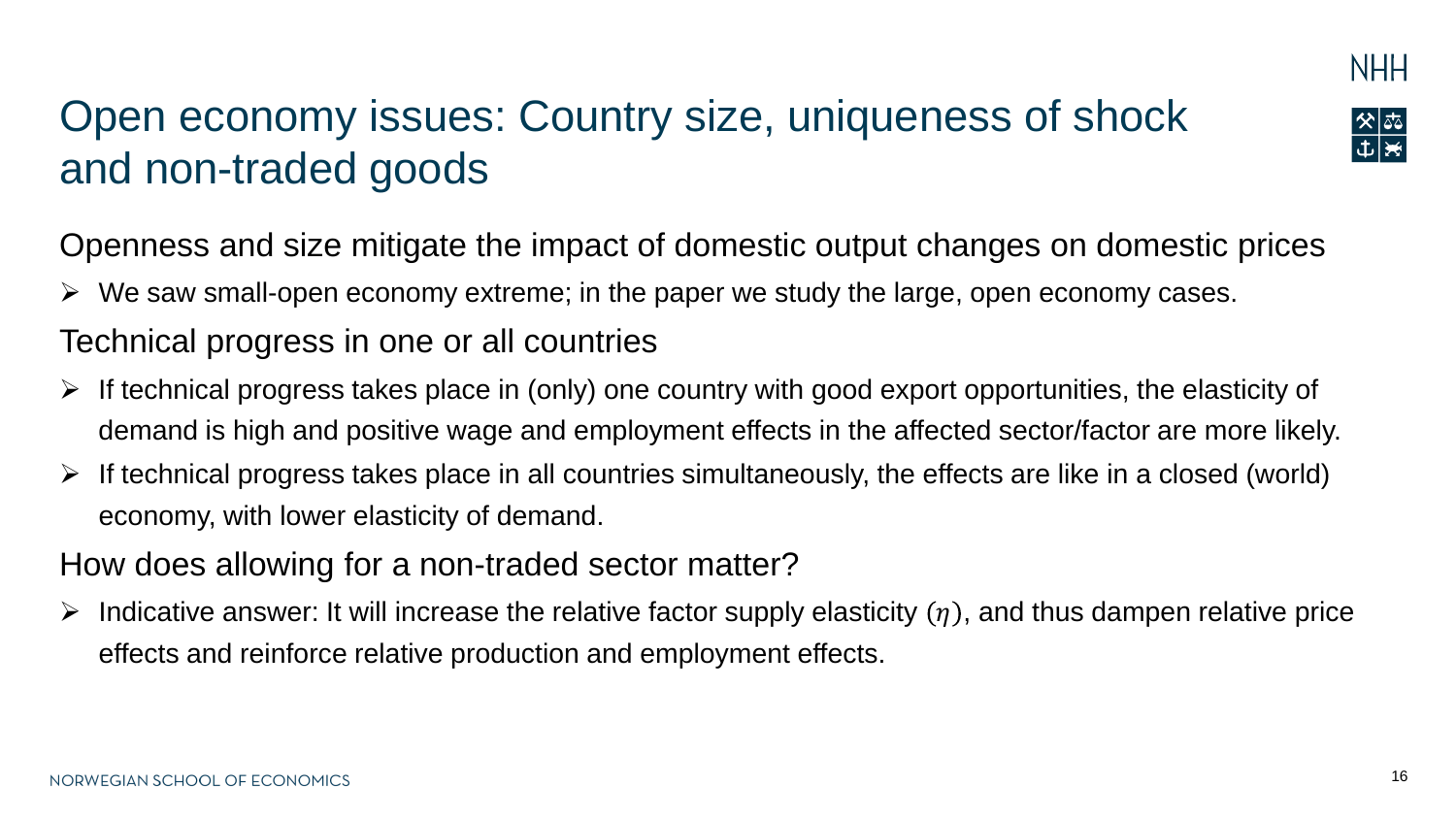# Open economy issues: Country size, uniqueness of shock and non-traded goods

Openness and size mitigate the impact of domestic output changes on domestic prices

- We saw small-open economy extreme; in the paper we study the large, open economy cases.

Technical progress in one or all countries

- If technical progress takes place in (only) one country with good export opportunities, the elasticity of demand is high and positive wage and employment effects in the affected sector/factor are more likely.
- If technical progress takes place in all countries simultaneously, the effects are like in a closed (world) economy, with lower elasticity of demand.

How does allowing for a non-traded sector matter?

- Indicative answer: It will increase the relative factor supply elasticity $(\eta)$, and thus dampen relative price effects and reinforce relative production and employment effects.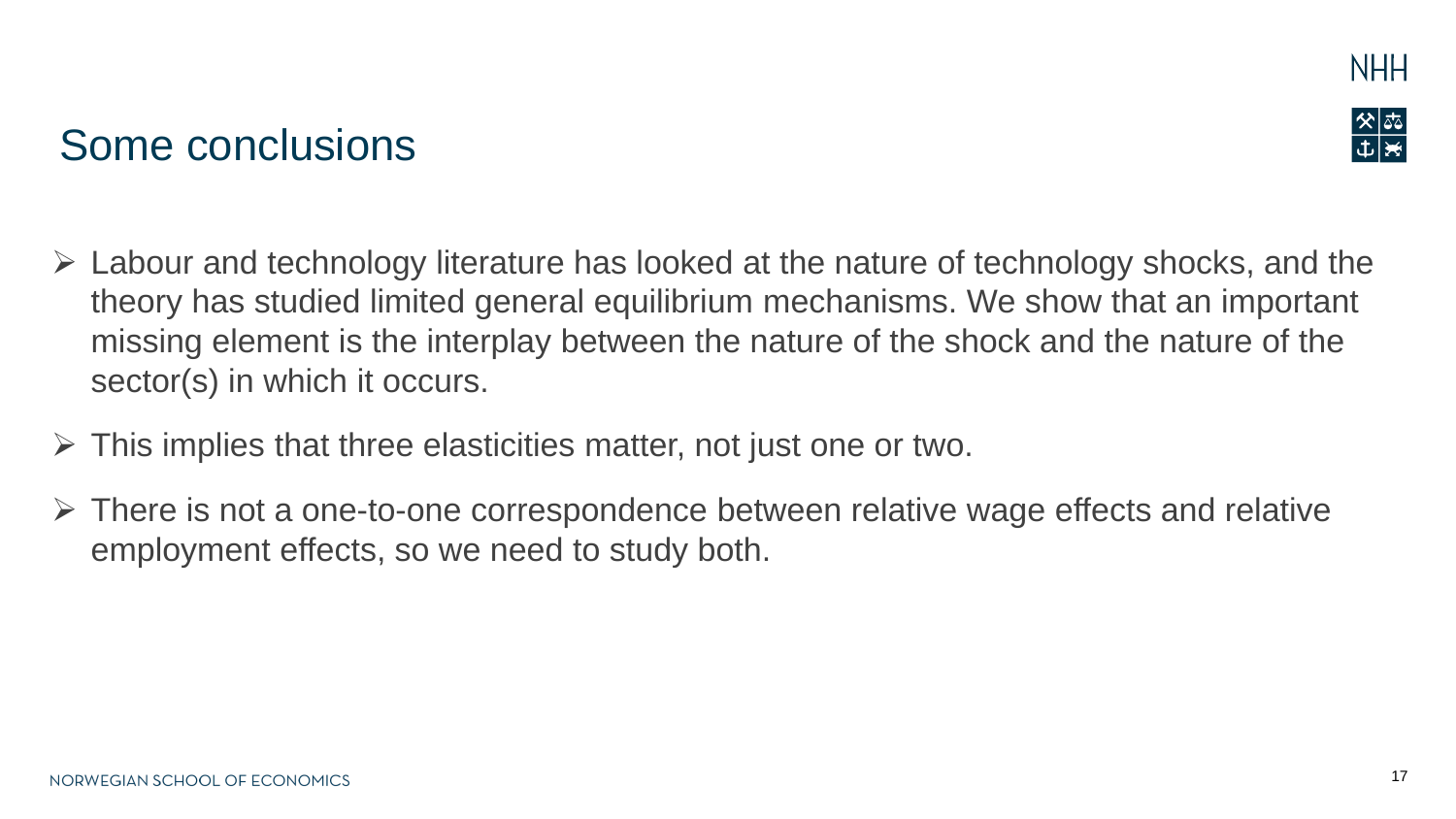# Some conclusions

- Labour and technology literature has looked at the nature of technology shocks, and the theory has studied limited general equilibrium mechanisms. We show that an important missing element is the interplay between the nature of the shock and the nature of the sector(s) in which it occurs.
- This implies that three elasticities matter, not just one or two.
- There is not a one-to-one correspondence between relative wage effects and relative employment effects, so we need to study both.